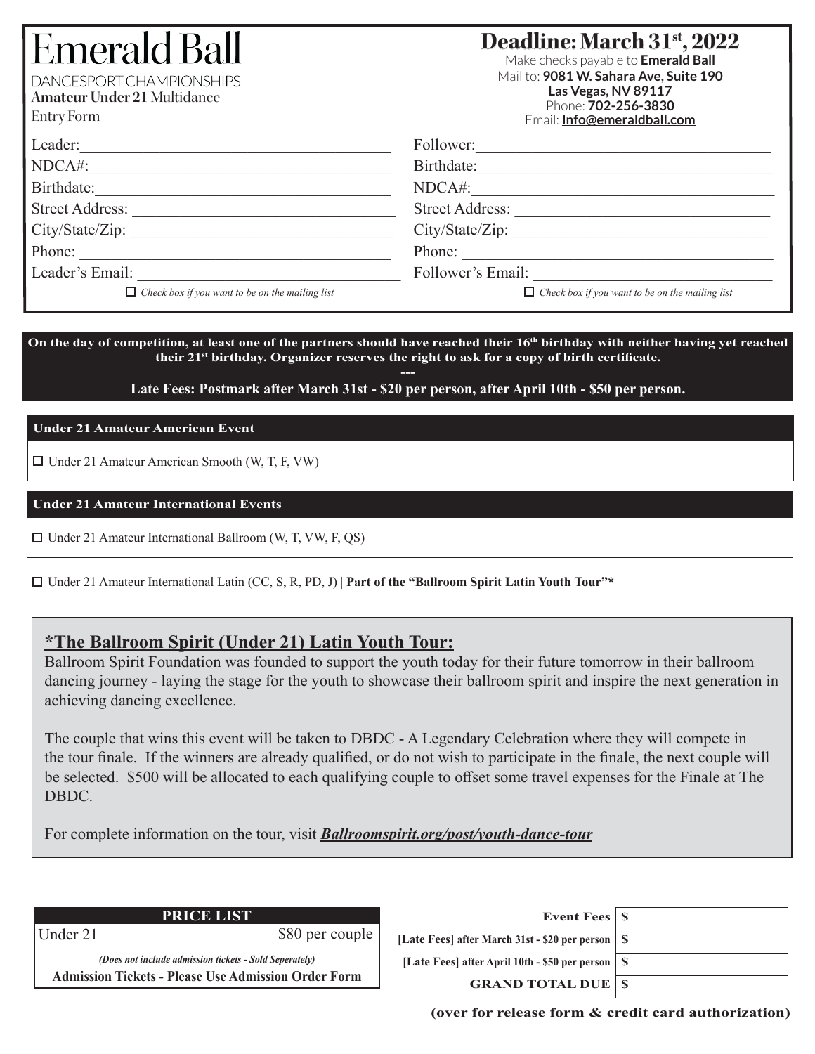# Emerald Ball

DANCESPORT CHAMPIONSHIPS

**Amateur Under 21** Multidance

Entry Form

## Deadline: March 31st, 2022

Make checks payable to **Emerald Ball**

Mail to: **9081 W. Sahara Ave, Suite 190**
**Las Vegas, NV 89117**

Phone: **702-256-3830**

Email: **Info@emeraldball.com**

Leader:\_\_\_\_\_\_\_\_\_\_\_\_\_\_\_\_\_\_\_\_\_\_\_\_\_\_\_\_\_\_

NDCA#:\_\_\_\_\_\_\_\_\_\_\_\_\_\_\_\_\_\_\_\_\_\_\_\_\_\_\_\_\_\_

Birthdate:\_\_\_\_\_\_\_\_\_\_\_\_\_\_\_\_\_\_\_\_\_\_\_\_\_\_\_\_\_\_

Street Address: \_\_\_\_\_\_\_\_\_\_\_\_\_\_\_\_\_\_\_\_\_\_\_\_\_\_\_\_\_\_

City/State/Zip: \_\_\_\_\_\_\_\_\_\_\_\_\_\_\_\_\_\_\_\_\_\_\_\_\_\_\_\_\_\_

Phone: \_\_\_\_\_\_\_\_\_\_\_\_\_\_\_\_\_\_\_\_\_\_\_\_\_\_\_\_\_\_

Leader's Email: \_\_\_\_\_\_\_\_\_\_\_\_\_\_\_\_\_\_\_\_\_\_\_\_\_\_\_\_\_\_

☐ *Check box if you want to be on the mailing list*

Follower:\_\_\_\_\_\_\_\_\_\_\_\_\_\_\_\_\_\_\_\_\_\_\_\_\_\_\_\_\_\_

Birthdate:\_\_\_\_\_\_\_\_\_\_\_\_\_\_\_\_\_\_\_\_\_\_\_\_\_\_\_\_\_\_

NDCA#:\_\_\_\_\_\_\_\_\_\_\_\_\_\_\_\_\_\_\_\_\_\_\_\_\_\_\_\_\_\_

Street Address: \_\_\_\_\_\_\_\_\_\_\_\_\_\_\_\_\_\_\_\_\_\_\_\_\_\_\_\_\_\_

City/State/Zip: \_\_\_\_\_\_\_\_\_\_\_\_\_\_\_\_\_\_\_\_\_\_\_\_\_\_\_\_\_\_

Phone: \_\_\_\_\_\_\_\_\_\_\_\_\_\_\_\_\_\_\_\_\_\_\_\_\_\_\_\_\_\_

Follower's Email: \_\_\_\_\_\_\_\_\_\_\_\_\_\_\_\_\_\_\_\_\_\_\_\_\_\_\_\_\_\_

☐ *Check box if you want to be on the mailing list*

**On the day of competition, at least one of the partners should have reached their 16th birthday with neither having yet reached their 21st birthday. Organizer reserves the right to ask for a copy of birth certificate.**

---

**Late Fees: Postmark after March 31st - $20 per person, after April 10th - $50 per person.**

### Under 21 Amateur American Event

☐ Under 21 Amateur American Smooth (W, T, F, VW)

### Under 21 Amateur International Events

☐ Under 21 Amateur International Ballroom (W, T, VW, F, QS)

☐ Under 21 Amateur International Latin (CC, S, R, PD, J) | **Part of the "Ballroom Spirit Latin Youth Tour"***

### *The Ballroom Spirit (Under 21) Latin Youth Tour:

Ballroom Spirit Foundation was founded to support the youth today for their future tomorrow in their ballroom dancing journey - laying the stage for the youth to showcase their ballroom spirit and inspire the next generation in achieving dancing excellence.

The couple that wins this event will be taken to DBDC - A Legendary Celebration where they will compete in the tour finale. If the winners are already qualified, or do not wish to participate in the finale, the next couple will be selected. $500 will be allocated to each qualifying couple to offset some travel expenses for the Finale at The DBDC.

For complete information on the tour, visit ***Ballroomspirit.org/post/youth-dance-tour***

| PRICE LIST | |
|---|---|
| Under 21 | $80 per couple |
| *(Does not include admission tickets - Sold Seperately)* | |
| **Admission Tickets - Please Use Admission Order Form** | |

| | |
|---|---|
| **Event Fees** | $ |
| **[Late Fees] after March 31st - $20 per person** | $ |
| **[Late Fees] after April 10th - $50 per person** | $ |
| **GRAND TOTAL DUE** | $ |

**(over for release form & credit card authorization)**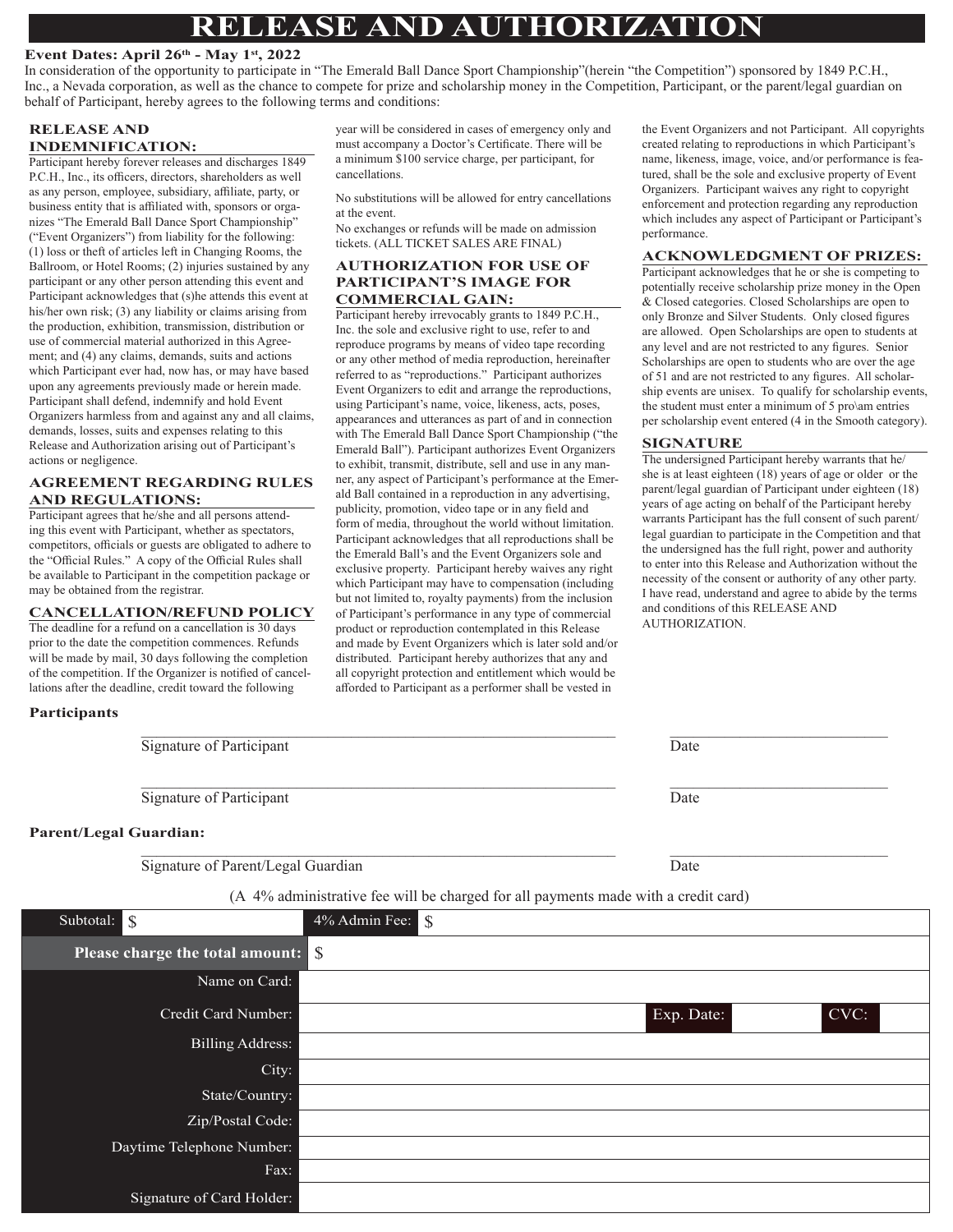# RELEASE AND AUTHORIZATION

**Event Dates: April 26th - May 1st, 2022**

In consideration of the opportunity to participate in "The Emerald Ball Dance Sport Championship"(herein "the Competition") sponsored by 1849 P.C.H., Inc., a Nevada corporation, as well as the chance to compete for prize and scholarship money in the Competition, Participant, or the parent/legal guardian on behalf of Participant, hereby agrees to the following terms and conditions:

## RELEASE AND INDEMNIFICATION:

Participant hereby forever releases and discharges 1849 P.C.H., Inc., its officers, directors, shareholders as well as any person, employee, subsidiary, affiliate, party, or business entity that is affiliated with, sponsors or organizes "The Emerald Ball Dance Sport Championship" ("Event Organizers") from liability for the following: (1) loss or theft of articles left in Changing Rooms, the Ballroom, or Hotel Rooms; (2) injuries sustained by any participant or any other person attending this event and Participant acknowledges that (s)he attends this event at his/her own risk; (3) any liability or claims arising from the production, exhibition, transmission, distribution or use of commercial material authorized in this Agreement; and (4) any claims, demands, suits and actions which Participant ever had, now has, or may have based upon any agreements previously made or herein made. Participant shall defend, indemnify and hold Event Organizers harmless from and against any and all claims, demands, losses, suits and expenses relating to this Release and Authorization arising out of Participant's actions or negligence.

## AGREEMENT REGARDING RULES AND REGULATIONS:

Participant agrees that he/she and all persons attending this event with Participant, whether as spectators, competitors, officials or guests are obligated to adhere to the "Official Rules." A copy of the Official Rules shall be available to Participant in the competition package or may be obtained from the registrar.

## CANCELLATION/REFUND POLICY

The deadline for a refund on a cancellation is 30 days prior to the date the competition commences. Refunds will be made by mail, 30 days following the completion of the competition. If the Organizer is notified of cancellations after the deadline, credit toward the following year will be considered in cases of emergency only and must accompany a Doctor's Certificate. There will be a minimum $100 service charge, per participant, for cancellations.

No substitutions will be allowed for entry cancellations at the event.

No exchanges or refunds will be made on admission tickets. (ALL TICKET SALES ARE FINAL)

## AUTHORIZATION FOR USE OF PARTICIPANT'S IMAGE FOR COMMERCIAL GAIN:

Participant hereby irrevocably grants to 1849 P.C.H., Inc. the sole and exclusive right to use, refer to and reproduce programs by means of video tape recording or any other method of media reproduction, hereinafter referred to as "reproductions." Participant authorizes Event Organizers to edit and arrange the reproductions, using Participant's name, voice, likeness, acts, poses, appearances and utterances as part of and in connection with The Emerald Ball Dance Sport Championship ("the Emerald Ball"). Participant authorizes Event Organizers to exhibit, transmit, distribute, sell and use in any manner, any aspect of Participant's performance at the Emerald Ball contained in a reproduction in any advertising, publicity, promotion, video tape or in any field and form of media, throughout the world without limitation. Participant acknowledges that all reproductions shall be the Emerald Ball's and the Event Organizers sole and exclusive property. Participant hereby waives any right which Participant may have to compensation (including but not limited to, royalty payments) from the inclusion of Participant's performance in any type of commercial product or reproduction contemplated in this Release and made by Event Organizers which is later sold and/or distributed. Participant hereby authorizes that any and all copyright protection and entitlement which would be afforded to Participant as a performer shall be vested in the Event Organizers and not Participant. All copyrights created relating to reproductions in which Participant's name, likeness, image, voice, and/or performance is featured, shall be the sole and exclusive property of Event Organizers. Participant waives any right to copyright enforcement and protection regarding any reproduction which includes any aspect of Participant or Participant's performance.

## ACKNOWLEDGMENT OF PRIZES:

Participant acknowledges that he or she is competing to potentially receive scholarship prize money in the Open & Closed categories. Closed Scholarships are open to only Bronze and Silver Students. Only closed figures are allowed. Open Scholarships are open to students at any level and are not restricted to any figures. Senior Scholarships are open to students who are over the age of 51 and are not restricted to any figures. All scholarship events are unisex. To qualify for scholarship events, the student must enter a minimum of 5 pro\am entries per scholarship event entered (4 in the Smooth category).

## SIGNATURE

The undersigned Participant hereby warrants that he/she is at least eighteen (18) years of age or older or the parent/legal guardian of Participant under eighteen (18) years of age acting on behalf of the Participant hereby warrants Participant has the full consent of such parent/legal guardian to participate in the Competition and that the undersigned has the full right, power and authority to enter into this Release and Authorization without the necessity of the consent or authority of any other party. I have read, understand and agree to abide by the terms and conditions of this RELEASE AND AUTHORIZATION.

**Participants**

\_\_\_\_\_\_\_\_\_\_\_\_\_\_\_\_\_\_\_\_\_\_\_\_\_\_\_\_\_\_\_\_\_\_\_\_\_\_\_\_ \_\_\_\_\_\_\_\_\_\_\_\_\_\_\_\_\_\_\_\_
Signature of Participant — Date

\_\_\_\_\_\_\_\_\_\_\_\_\_\_\_\_\_\_\_\_\_\_\_\_\_\_\_\_\_\_\_\_\_\_\_\_\_\_\_\_ \_\_\_\_\_\_\_\_\_\_\_\_\_\_\_\_\_\_\_\_
Signature of Participant — Date

**Parent/Legal Guardian:**

\_\_\_\_\_\_\_\_\_\_\_\_\_\_\_\_\_\_\_\_\_\_\_\_\_\_\_\_\_\_\_\_\_\_\_\_\_\_\_\_ \_\_\_\_\_\_\_\_\_\_\_\_\_\_\_\_\_\_\_\_
Signature of Parent/Legal Guardian — Date

(A 4% administrative fee will be charged for all payments made with a credit card)

| | | | | | |
|---|---|---|---|---|---|
| Subtotal: $ | | 4% Admin Fee: $ | | | |
| **Please charge the total amount:** | $ | | | | |
| Name on Card: | | | | | |
| Credit Card Number: | | Exp. Date: | | CVC: | |
| Billing Address: | | | | | |
| City: | | | | | |
| State/Country: | | | | | |
| Zip/Postal Code: | | | | | |
| Daytime Telephone Number: | | | | | |
| Fax: | | | | | |
| Signature of Card Holder: | | | | | |